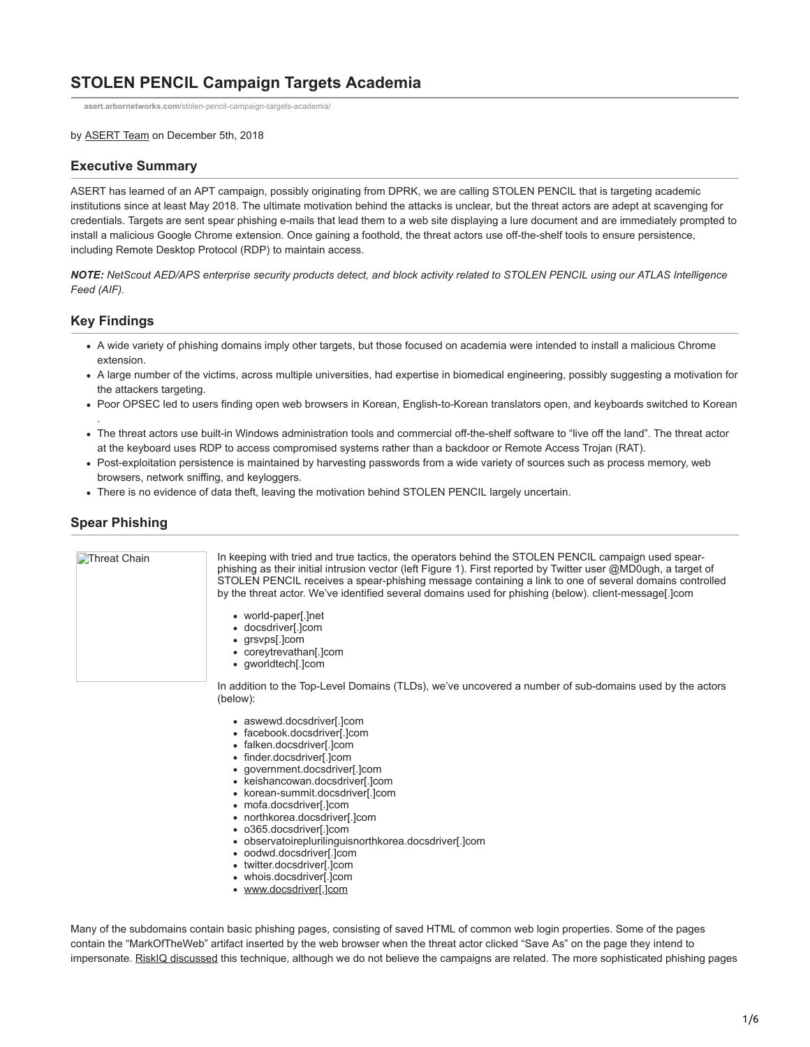# STOLEN PENCIL Campaign Targets Academia

asert.arbornetworks.com/stolen-pencil-campaign-targets-academia/

by ASERT Team on December 5th, 2018

## Executive Summary

ASERT has learned of an APT campaign, possibly originating from DPRK, we are calling STOLEN PENCIL that is targeting academic institutions since at least May 2018. The ultimate motivation behind the attacks is unclear, but the threat actors are adept at scavenging for credentials. Targets are sent spear phishing e-mails that lead them to a web site displaying a lure document and are immediately prompted to install a malicious Google Chrome extension. Once gaining a foothold, the threat actors use off-the-shelf tools to ensure persistence, including Remote Desktop Protocol (RDP) to maintain access.

***NOTE:*** *NetScout AED/APS enterprise security products detect, and block activity related to STOLEN PENCIL using our ATLAS Intelligence Feed (AIF).*

## Key Findings

- A wide variety of phishing domains imply other targets, but those focused on academia were intended to install a malicious Chrome extension.
- A large number of the victims, across multiple universities, had expertise in biomedical engineering, possibly suggesting a motivation for the attackers targeting.
- Poor OPSEC led to users finding open web browsers in Korean, English-to-Korean translators open, and keyboards switched to Korean .
- The threat actors use built-in Windows administration tools and commercial off-the-shelf software to "live off the land". The threat actor at the keyboard uses RDP to access compromised systems rather than a backdoor or Remote Access Trojan (RAT).
- Post-exploitation persistence is maintained by harvesting passwords from a wide variety of sources such as process memory, web browsers, network sniffing, and keyloggers.
- There is no evidence of data theft, leaving the motivation behind STOLEN PENCIL largely uncertain.

## Spear Phishing

Threat Chain

In keeping with tried and true tactics, the operators behind the STOLEN PENCIL campaign used spear-phishing as their initial intrusion vector (left Figure 1). First reported by Twitter user @MD0ugh, a target of STOLEN PENCIL receives a spear-phishing message containing a link to one of several domains controlled by the threat actor. We've identified several domains used for phishing (below). client-message[.]com

- world-paper[.]net
- docsdriver[.]com
- grsvps[.]com
- coreytrevathan[.]com
- gworldtech[.]com

In addition to the Top-Level Domains (TLDs), we've uncovered a number of sub-domains used by the actors (below):

- aswewd.docsdriver[.]com
- facebook.docsdriver[.]com
- falken.docsdriver[.]com
- finder.docsdriver[.]com
- government.docsdriver[.]com
- keishancowan.docsdriver[.]com
- korean-summit.docsdriver[.]com
- mofa.docsdriver[.]com
- northkorea.docsdriver[.]com
- o365.docsdriver[.]com
- observatoireplurilinguisnorthkorea.docsdriver[.]com
- oodwd.docsdriver[.]com
- twitter.docsdriver[.]com
- whois.docsdriver[.]com
- www.docsdriver[.]com

Many of the subdomains contain basic phishing pages, consisting of saved HTML of common web login properties. Some of the pages contain the "MarkOfTheWeb" artifact inserted by the web browser when the threat actor clicked "Save As" on the page they intend to impersonate. RiskIQ discussed this technique, although we do not believe the campaigns are related. The more sophisticated phishing pages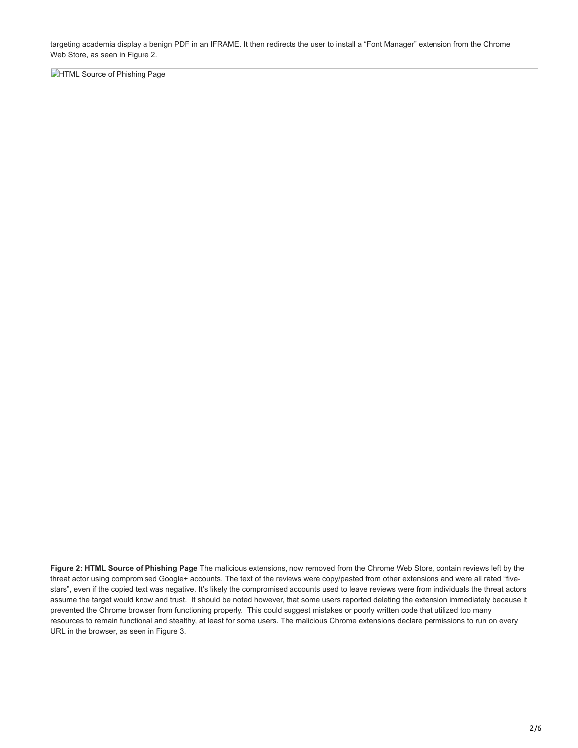targeting academia display a benign PDF in an IFRAME. It then redirects the user to install a "Font Manager" extension from the Chrome Web Store, as seen in Figure 2.

**Figure 2: HTML Source of Phishing Page** The malicious extensions, now removed from the Chrome Web Store, contain reviews left by the threat actor using compromised Google+ accounts. The text of the reviews were copy/pasted from other extensions and were all rated "five-stars", even if the copied text was negative. It's likely the compromised accounts used to leave reviews were from individuals the threat actors assume the target would know and trust. It should be noted however, that some users reported deleting the extension immediately because it prevented the Chrome browser from functioning properly. This could suggest mistakes or poorly written code that utilized too many resources to remain functional and stealthy, at least for some users. The malicious Chrome extensions declare permissions to run on every URL in the browser, as seen in Figure 3.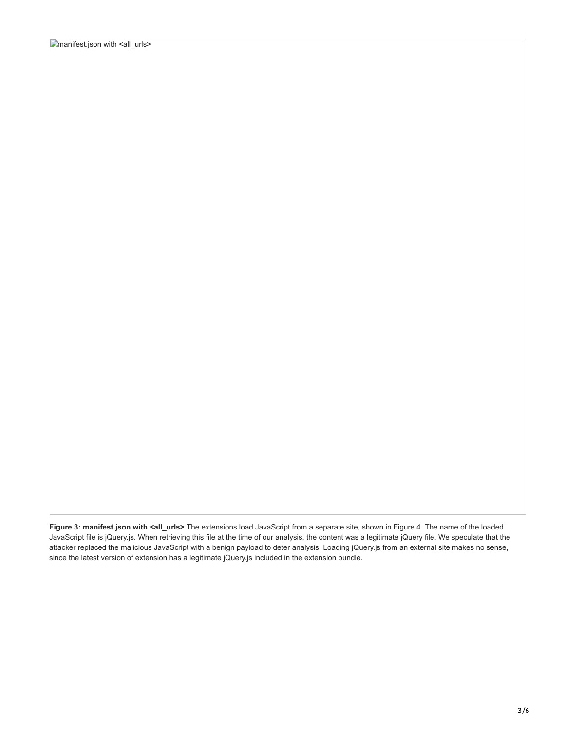manifest.json with <all_urls>

**Figure 3: manifest.json with <all_urls>** The extensions load JavaScript from a separate site, shown in Figure 4. The name of the loaded JavaScript file is jQuery.js. When retrieving this file at the time of our analysis, the content was a legitimate jQuery file. We speculate that the attacker replaced the malicious JavaScript with a benign payload to deter analysis. Loading jQuery.js from an external site makes no sense, since the latest version of extension has a legitimate jQuery.js included in the extension bundle.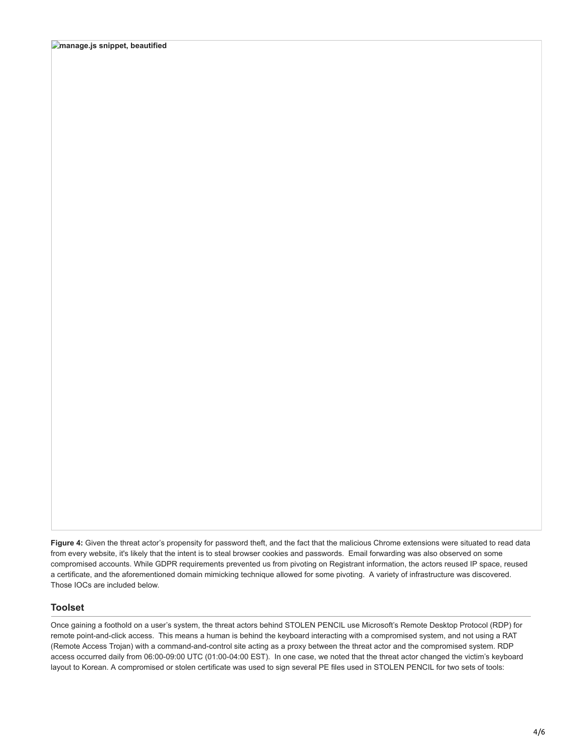**manage.js snippet, beautified**

**Figure 4:** Given the threat actor's propensity for password theft, and the fact that the malicious Chrome extensions were situated to read data from every website, it's likely that the intent is to steal browser cookies and passwords. Email forwarding was also observed on some compromised accounts. While GDPR requirements prevented us from pivoting on Registrant information, the actors reused IP space, reused a certificate, and the aforementioned domain mimicking technique allowed for some pivoting. A variety of infrastructure was discovered. Those IOCs are included below.

## Toolset

Once gaining a foothold on a user's system, the threat actors behind STOLEN PENCIL use Microsoft's Remote Desktop Protocol (RDP) for remote point-and-click access. This means a human is behind the keyboard interacting with a compromised system, and not using a RAT (Remote Access Trojan) with a command-and-control site acting as a proxy between the threat actor and the compromised system. RDP access occurred daily from 06:00-09:00 UTC (01:00-04:00 EST). In one case, we noted that the threat actor changed the victim's keyboard layout to Korean. A compromised or stolen certificate was used to sign several PE files used in STOLEN PENCIL for two sets of tools: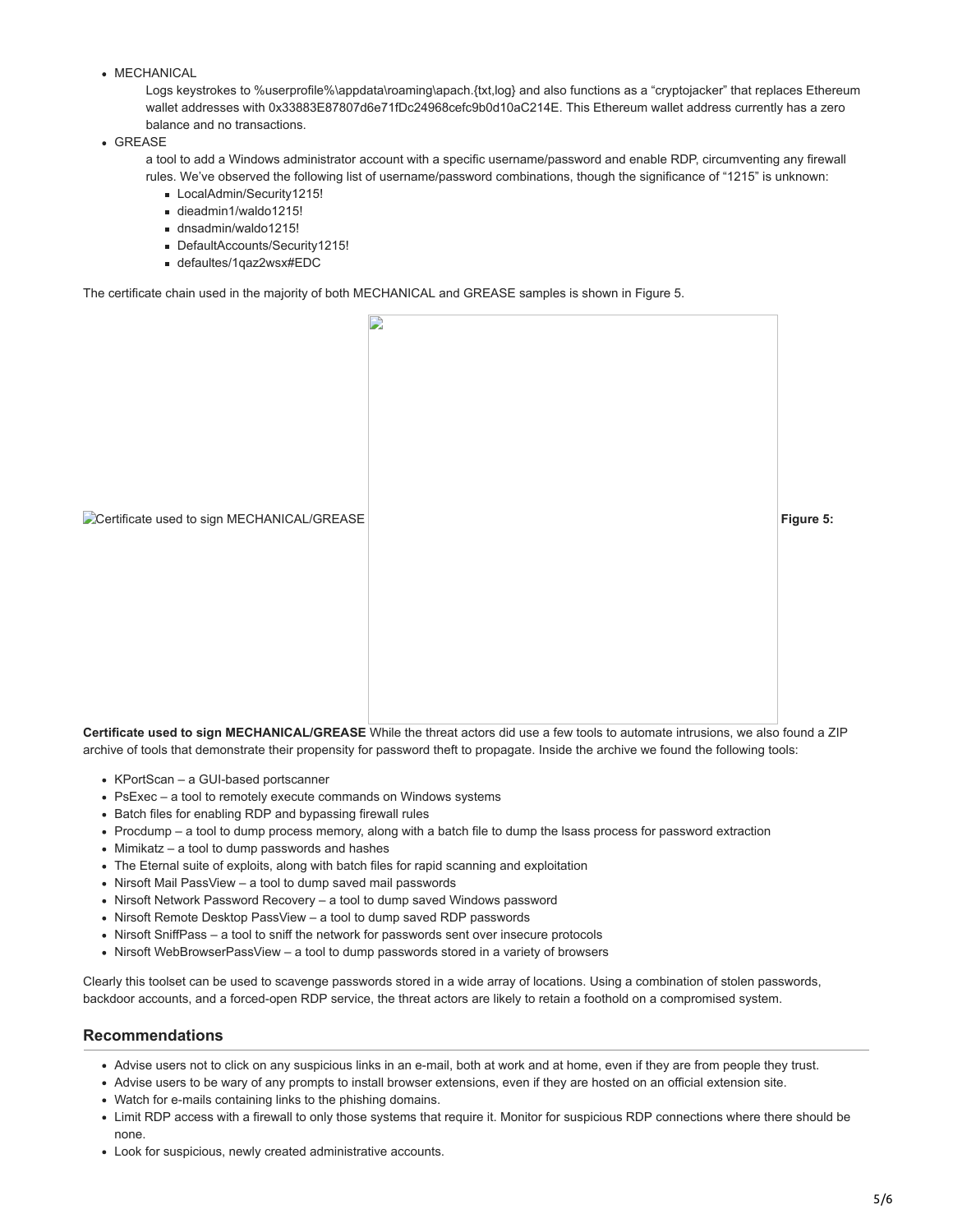- MECHANICAL

  Logs keystrokes to %userprofile%\appdata\roaming\apach.{txt,log} and also functions as a "cryptojacker" that replaces Ethereum wallet addresses with 0x33883E87807d6e71fDc24968cefc9b0d10aC214E. This Ethereum wallet address currently has a zero balance and no transactions.

- GREASE

  a tool to add a Windows administrator account with a specific username/password and enable RDP, circumventing any firewall rules. We've observed the following list of username/password combinations, though the significance of "1215" is unknown:

  - LocalAdmin/Security1215!
  - dieadmin1/waldo1215!
  - dnsadmin/waldo1215!
  - DefaultAccounts/Security1215!
  - defaultes/1qaz2wsx#EDC

The certificate chain used in the majority of both MECHANICAL and GREASE samples is shown in Figure 5.

**Figure 5:** **Certificate used to sign MECHANICAL/GREASE**

While the threat actors did use a few tools to automate intrusions, we also found a ZIP archive of tools that demonstrate their propensity for password theft to propagate. Inside the archive we found the following tools:

- KPortScan – a GUI-based portscanner
- PsExec – a tool to remotely execute commands on Windows systems
- Batch files for enabling RDP and bypassing firewall rules
- Procdump – a tool to dump process memory, along with a batch file to dump the lsass process for password extraction
- Mimikatz – a tool to dump passwords and hashes
- The Eternal suite of exploits, along with batch files for rapid scanning and exploitation
- Nirsoft Mail PassView – a tool to dump saved mail passwords
- Nirsoft Network Password Recovery – a tool to dump saved Windows password
- Nirsoft Remote Desktop PassView – a tool to dump saved RDP passwords
- Nirsoft SniffPass – a tool to sniff the network for passwords sent over insecure protocols
- Nirsoft WebBrowserPassView – a tool to dump passwords stored in a variety of browsers

Clearly this toolset can be used to scavenge passwords stored in a wide array of locations. Using a combination of stolen passwords, backdoor accounts, and a forced-open RDP service, the threat actors are likely to retain a foothold on a compromised system.

## Recommendations

- Advise users not to click on any suspicious links in an e-mail, both at work and at home, even if they are from people they trust.
- Advise users to be wary of any prompts to install browser extensions, even if they are hosted on an official extension site.
- Watch for e-mails containing links to the phishing domains.
- Limit RDP access with a firewall to only those systems that require it. Monitor for suspicious RDP connections where there should be none.
- Look for suspicious, newly created administrative accounts.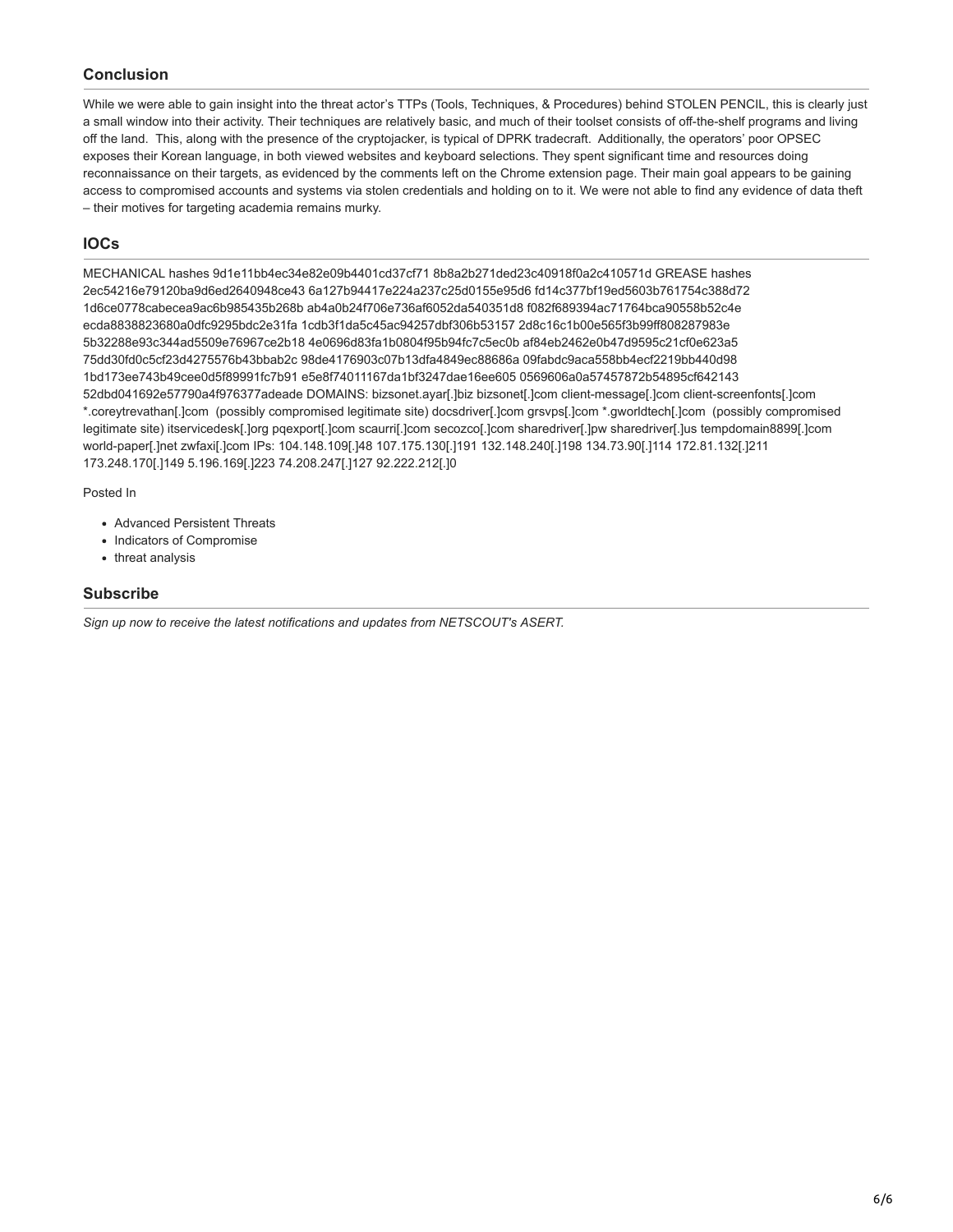## Conclusion

While we were able to gain insight into the threat actor's TTPs (Tools, Techniques, & Procedures) behind STOLEN PENCIL, this is clearly just a small window into their activity. Their techniques are relatively basic, and much of their toolset consists of off-the-shelf programs and living off the land. This, along with the presence of the cryptojacker, is typical of DPRK tradecraft. Additionally, the operators' poor OPSEC exposes their Korean language, in both viewed websites and keyboard selections. They spent significant time and resources doing reconnaissance on their targets, as evidenced by the comments left on the Chrome extension page. Their main goal appears to be gaining access to compromised accounts and systems via stolen credentials and holding on to it. We were not able to find any evidence of data theft – their motives for targeting academia remains murky.

## IOCs

MECHANICAL hashes 9d1e11bb4ec34e82e09b4401cd37cf71 8b8a2b271ded23c40918f0a2c410571d GREASE hashes 2ec54216e79120ba9d6ed2640948ce43 6a127b94417e224a237c25d0155e95d6 fd14c377bf19ed5603b761754c388d72 1d6ce0778cabecea9ac6b985435b268b ab4a0b24f706e736af6052da540351d8 f082f689394ac71764bca90558b52c4e ecda8838823680a0dfc9295bdc2e31fa 1cdb3f1da5c45ac94257dbf306b53157 2d8c16c1b00e565f3b99ff808287983e 5b32288e93c344ad5509e76967ce2b18 4e0696d83fa1b0804f95b94fc7c5ec0b af84eb2462e0b47d9595c21cf0e623a5 75dd30fd0c5cf23d4275576b43bbab2c 98de4176903c07b13dfa4849ec88686a 09fabdc9aca558bb4ecf2219bb440d98 1bd173ee743b49cee0d5f89991fc7b91 e5e8f74011167da1bf3247dae16ee605 0569606a0a57457872b54895cf642143 52dbd041692e57790a4f976377adeade DOMAINS: bizsonet.ayar[.]biz bizsonet[.]com client-message[.]com client-screenfonts[.]com *.coreytrevathan[.]com (possibly compromised legitimate site) docsdriver[.]com grsvps[.]com *.gworldtech[.]com (possibly compromised legitimate site) itservicedesk[.]org pqexport[.]com scaurri[.]com secozco[.]com sharedriver[.]pw sharedriver[.]us tempdomain8899[.]com world-paper[.]net zwfaxi[.]com IPs: 104.148.109[.]48 107.175.130[.]191 132.148.240[.]198 134.73.90[.]114 172.81.132[.]211 173.248.170[.]149 5.196.169[.]223 74.208.247[.]127 92.222.212[.]0

Posted In

- Advanced Persistent Threats
- Indicators of Compromise
- threat analysis

## Subscribe

*Sign up now to receive the latest notifications and updates from NETSCOUT's ASERT.*